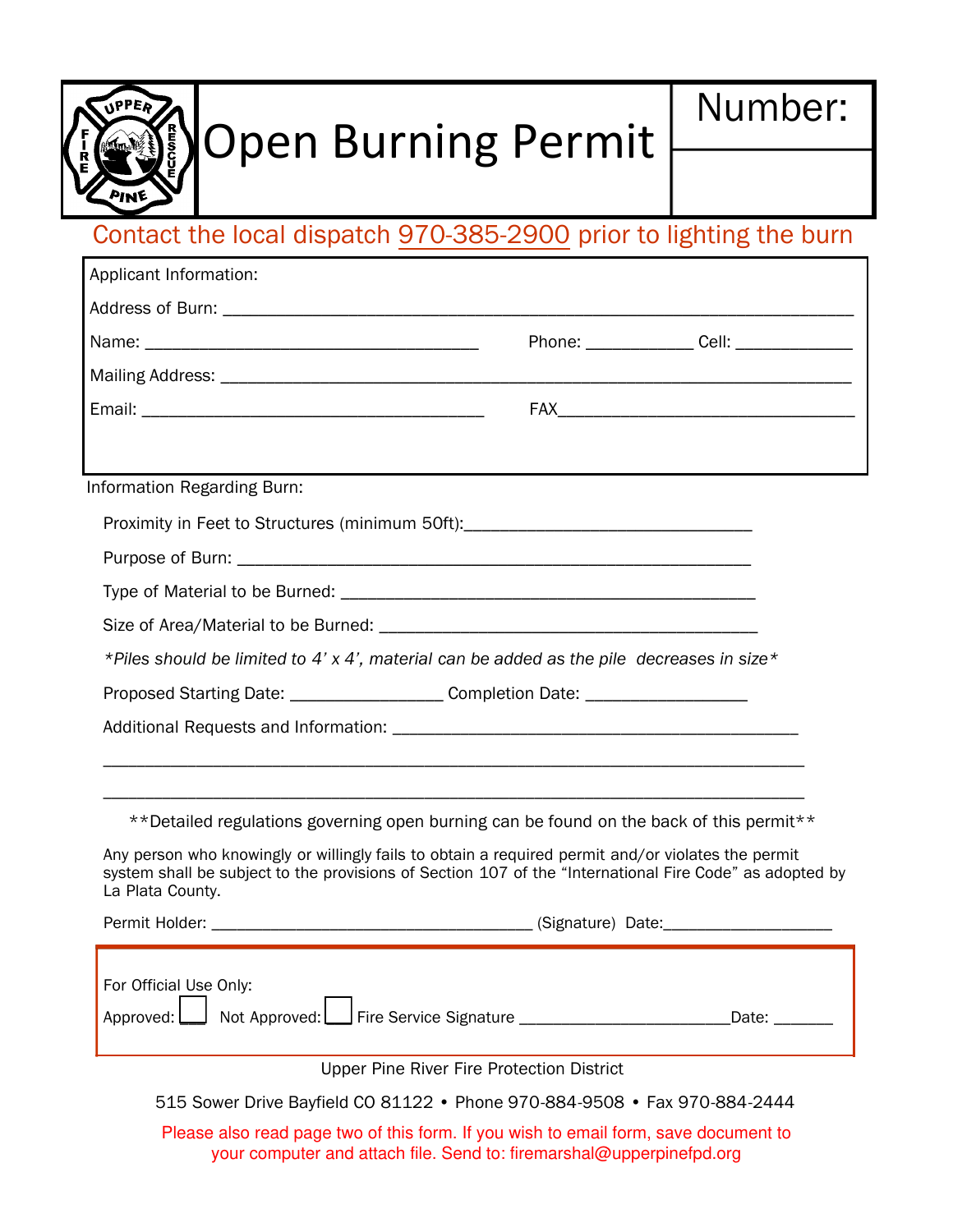# Open Burning Permit

Number:

Contact the local dispatch 970-385-2900 prior to lighting the burn

Applicant Information:

Address of Burn: ______________________________________________________________

Name: ___________________________________ Phone: ___________ Cell: ____________

Mailing Address: ______________________________________________________________

Email: ____________________________________ FAX______________________________

Information Regarding Burn:

Proximity in Feet to Structures (minimum 50ft):______________________________

Purpose of Burn: ______________________________________________________

Type of Material to be Burned: _____________________________________________

Size of Area/Material to be Burned: __________________________________________

*\*Piles should be limited to 4' x 4', material can be added as the pile decreases in size\**

Proposed Starting Date: ________________ Completion Date: _________________

Additional Requests and Information: _____________________________________________

________________________________________________________________________

________________________________________________________________________

**Detailed regulations governing open burning can be found on the back of this permit**

Any person who knowingly or willingly fails to obtain a required permit and/or violates the permit system shall be subject to the provisions of Section 107 of the "International Fire Code" as adopted by La Plata County.

Permit Holder: ___________________________________ (Signature) Date:_________________

For Official Use Only:

Approved: ☐ Not Approved: ☐ Fire Service Signature ______________________ Date: _______

Upper Pine River Fire Protection District

515 Sower Drive Bayfield CO 81122 • Phone 970-884-9508 • Fax 970-884-2444

Please also read page two of this form. If you wish to email form, save document to your computer and attach file. Send to: firemarshal@upperpinefpd.org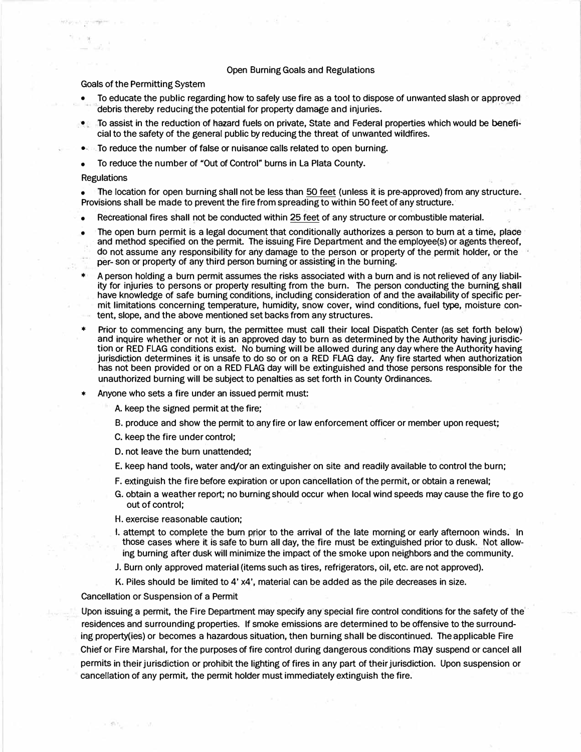# Open Burning Goals and Regulations

## Goals of the Permitting System

- To educate the public regarding how to safely use fire as a tool to dispose of unwanted slash or approved debris thereby reducing the potential for property damage and injuries.
- To assist in the reduction of hazard fuels on private, State and Federal properties which would be beneficial to the safety of the general public by reducing the threat of unwanted wildfires.
- To reduce the number of false or nuisance calls related to open burning.
- To reduce the number of "Out of Control" burns in La Plata County.

## Regulations

- The location for open burning shall not be less than <u>50 feet</u> (unless it is pre-approved) from any structure. Provisions shall be made to prevent the fire from spreading to within 50 feet of any structure.
- Recreational fires shall not be conducted within <u>25 feet</u> of any structure or combustible material.
- The open burn permit is a legal document that conditionally authorizes a person to burn at a time, place and method specified on the permit. The issuing Fire Department and the employee(s) or agents thereof, do not assume any responsibility for any damage to the person or property of the permit holder, or the per- son or property of any third person burning or assisting in the burning.

* A person holding a burn permit assumes the risks associated with a burn and is not relieved of any liability for injuries to persons or property resulting from the burn. The person conducting the burning shall have knowledge of safe burning conditions, including consideration of and the availability of specific permit limitations concerning temperature, humidity, snow cover, wind conditions, fuel type, moisture content, slope, and the above mentioned set backs from any structures.
* Prior to commencing any burn, the permittee must call their local Dispatch Center (as set forth below) and inquire whether or not it is an approved day to burn as determined by the Authority having jurisdiction or RED FLAG conditions exist. No burning will be allowed during any day where the Authority having jurisdiction determines it is unsafe to do so or on a RED FLAG day. Any fire started when authorization has not been provided or on a RED FLAG day will be extinguished and those persons responsible for the unauthorized burning will be subject to penalties as set forth in County Ordinances.
* Anyone who sets a fire under an issued permit must:

  A. keep the signed permit at the fire;

  B. produce and show the permit to any fire or law enforcement officer or member upon request;

  C. keep the fire under control;

  D. not leave the burn unattended;

  E. keep hand tools, water and/or an extinguisher on site and readily available to control the burn;

  F. extinguish the fire before expiration or upon cancellation of the permit, or obtain a renewal;

  G. obtain a weather report; no burning should occur when local wind speeds may cause the fire to go out of control;

  H. exercise reasonable caution;

  I. attempt to complete the burn prior to the arrival of the late morning or early afternoon winds. In those cases where it is safe to burn all day, the fire must be extinguished prior to dusk. Not allowing burning after dusk will minimize the impact of the smoke upon neighbors and the community.

  J. Burn only approved material (items such as tires, refrigerators, oil, etc. are not approved).

  K. Piles should be limited to 4' x4', material can be added as the pile decreases in size.

## Cancellation or Suspension of a Permit

Upon issuing a permit, the Fire Department may specify any special fire control conditions for the safety of the residences and surrounding properties. If smoke emissions are determined to be offensive to the surrounding property(ies) or becomes a hazardous situation, then burning shall be discontinued. The applicable Fire Chief or Fire Marshal, for the purposes of fire control during dangerous conditions may suspend or cancel all permits in their jurisdiction or prohibit the lighting of fires in any part of their jurisdiction. Upon suspension or cancellation of any permit, the permit holder must immediately extinguish the fire.